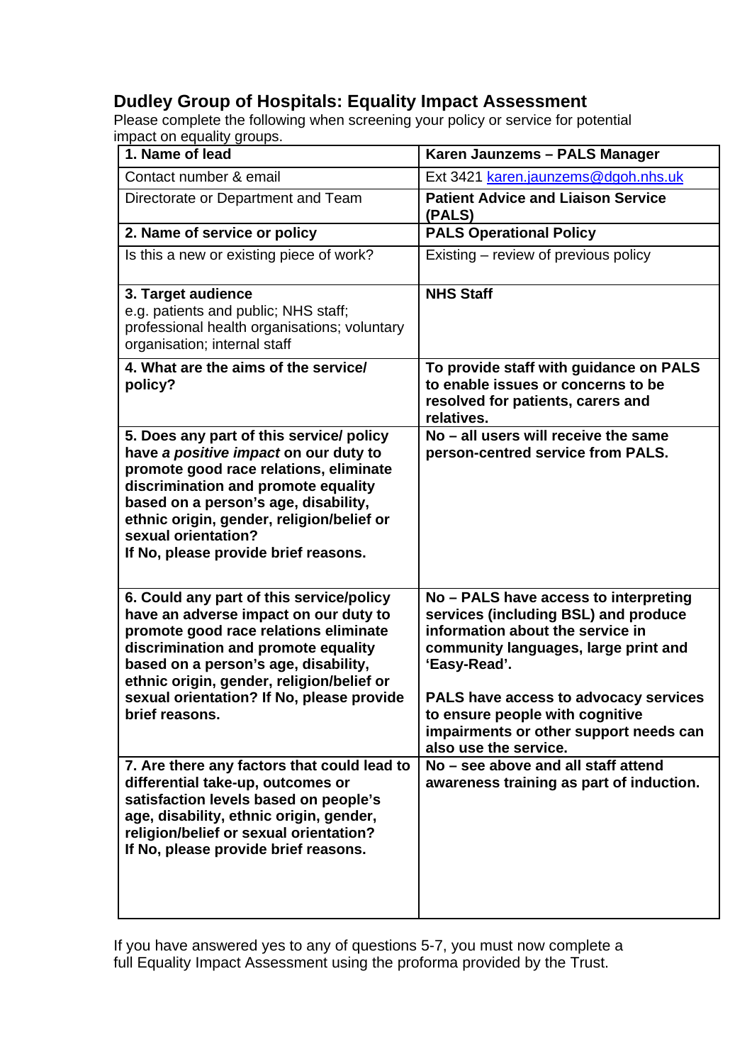# Dudley Group of Hospitals: Equality Impact Assessment

Please complete the following when screening your policy or service for potential impact on equality groups.

| **1. Name of lead** | **Karen Jaunzems – PALS Manager** |
|---|---|
| Contact number & email | Ext 3421 karen.jaunzems@dgoh.nhs.uk |
| Directorate or Department and Team | **Patient Advice and Liaison Service (PALS)** |
| **2. Name of service or policy** | **PALS Operational Policy** |
| Is this a new or existing piece of work? | Existing – review of previous policy |
| **3. Target audience**<br>e.g. patients and public; NHS staff; professional health organisations; voluntary organisation; internal staff | **NHS Staff** |
| **4. What are the aims of the service/ policy?** | **To provide staff with guidance on PALS to enable issues or concerns to be resolved for patients, carers and relatives.** |
| **5. Does any part of this service/ policy have *a positive impact* on our duty to promote good race relations, eliminate discrimination and promote equality based on a person's age, disability, ethnic origin, gender, religion/belief or sexual orientation?**<br>**If No, please provide brief reasons.** | **No – all users will receive the same person-centred service from PALS.** |
| **6. Could any part of this service/policy have an adverse impact on our duty to promote good race relations eliminate discrimination and promote equality based on a person's age, disability, ethnic origin, gender, religion/belief or sexual orientation? If No, please provide brief reasons.** | **No – PALS have access to interpreting services (including BSL) and produce information about the service in community languages, large print and 'Easy-Read'.**<br><br>**PALS have access to advocacy services to ensure people with cognitive impairments or other support needs can also use the service.** |
| **7. Are there any factors that could lead to differential take-up, outcomes or satisfaction levels based on people's age, disability, ethnic origin, gender, religion/belief or sexual orientation?**<br>**If No, please provide brief reasons.** | **No – see above and all staff attend awareness training as part of induction.** |

If you have answered yes to any of questions 5-7, you must now complete a full Equality Impact Assessment using the proforma provided by the Trust.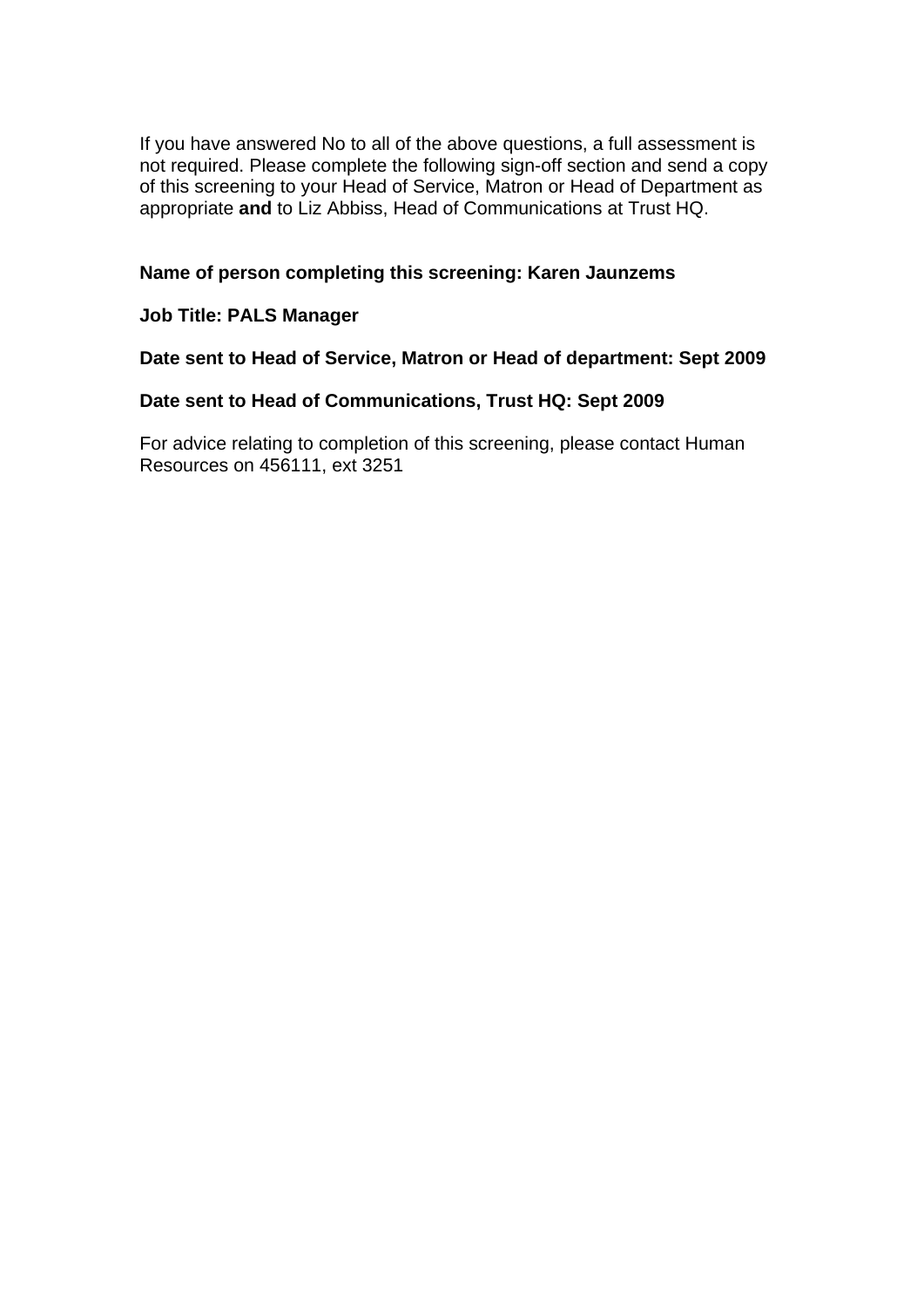If you have answered No to all of the above questions, a full assessment is not required. Please complete the following sign-off section and send a copy of this screening to your Head of Service, Matron or Head of Department as appropriate **and** to Liz Abbiss, Head of Communications at Trust HQ.

**Name of person completing this screening: Karen Jaunzems**

**Job Title: PALS Manager**

**Date sent to Head of Service, Matron or Head of department: Sept 2009**

**Date sent to Head of Communications, Trust HQ: Sept 2009**

For advice relating to completion of this screening, please contact Human Resources on 456111, ext 3251